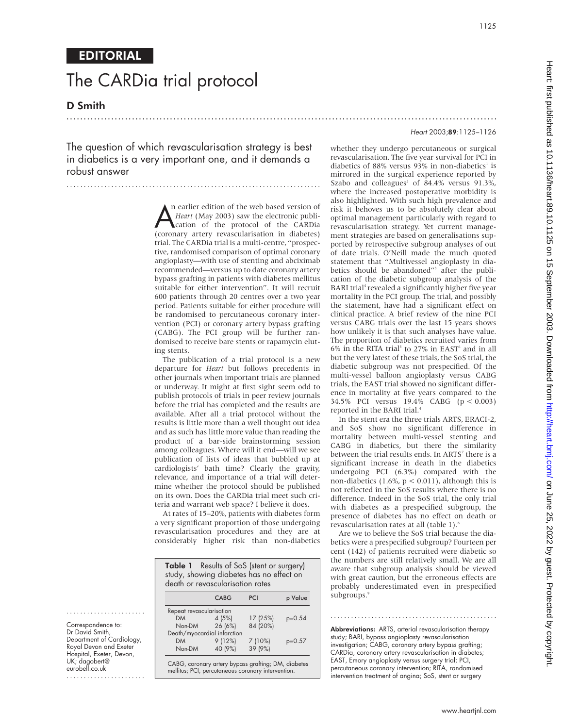# EDITORIAL

# The CARDia trial protocol

## D Smith

The question of which revascularisation strategy is best in diabetics is a very important one, and it demands a robust answer

An earlier edition of the web based version of *Heart* (May 2003) saw the electronic publication of the protocol of the CARDia (coronary artery revascularisation in diabetes) trial. The CARDia trial is a multi-centre, "prospective, randomised comparison of optimal coronary angioplasty—with use of stenting and abciximab recommended—versus up to date coronary artery bypass grafting in patients with diabetes mellitus suitable for either intervention". It will recruit 600 patients through 20 centres over a two year period. Patients suitable for either procedure will be randomised to percutaneous coronary intervention (PCI) or coronary artery bypass grafting (CABG). The PCI group will be further randomised to receive bare stents or rapamycin eluting stents.

The publication of a trial protocol is a new departure for *Heart* but follows precedents in other journals when important trials are planned or underway. It might at first sight seem odd to publish protocols of trials in peer review journals before the trial has completed and the results are available. After all a trial protocol without the results is little more than a well thought out idea and as such has little more value than reading the product of a bar-side brainstorming session among colleagues. Where will it end—will we see publication of lists of ideas that bubbled up at cardiologists' bath time? Clearly the gravity, relevance, and importance of a trial will determine whether the protocol should be published on its own. Does the CARDia trial meet such criteria and warrant web space? I believe it does.

At rates of 15–20%, patients with diabetes form a very significant proportion of those undergoing revascularisation procedures and they are at considerably higher risk than non-diabetics whether they undergo percutaneous or surgical revascularisation. The five year survival for PCI in diabetics of 88% versus 93% in non-diabetics[1] is mirrored in the surgical experience reported by Szabo and colleagues[2] of 84.4% versus 91.3%, where the increased postoperative morbidity is also highlighted. With such high prevalence and risk it behoves us to be absolutely clear about optimal management particularly with regard to revascularisation strategy. Yet current management strategies are based on generalisations supported by retrospective subgroup analyses of out of date trials. O'Neill made the much quoted statement that "Multivessel angioplasty in diabetics should be abandoned"[3] after the publication of the diabetic subgroup analysis of the BARI trial[4] revealed a significantly higher five year mortality in the PCI group. The trial, and possibly the statement, have had a significant effect on clinical practice. A brief review of the nine PCI versus CABG trials over the last 15 years shows how unlikely it is that such analyses have value. The proportion of diabetics recruited varies from 6% in the RITA trial[5] to 27% in EAST[6] and in all but the very latest of these trials, the SoS trial, the diabetic subgroup was not prespecified. Of the multi-vessel balloon angioplasty versus CABG trials, the EAST trial showed no significant difference in mortality at five years compared to the 34.5% PCI versus 19.4% CABG ($p < 0.003$) reported in the BARI trial.[4]

In the stent era the three trials ARTS, ERACI-2, and SoS show no significant difference in mortality between multi-vessel stenting and CABG in diabetics, but there the similarity between the trial results ends. In ARTS[7] there is a significant increase in death in the diabetics undergoing PCI (6.3%) compared with the non-diabetics (1.6%, $p < 0.011$), although this is not reflected in the SoS results where there is no difference. Indeed in the SoS trial, the only trial with diabetes as a prespecified subgroup, the presence of diabetes has no effect on death or revascularisation rates at all (table 1).[8]

Are we to believe the SoS trial because the diabetics were a prespecified subgroup? Fourteen per cent (142) of patients recruited were diabetic so the numbers are still relatively small. We are all aware that subgroup analysis should be viewed with great caution, but the erroneous effects are probably underestimated even in prespecified subgroups.[9]

**Table 1** Results of SoS (stent or surgery) study, showing diabetes has no effect on death or revascularisation rates

| | CABG | PCI | p Value |
|---|---|---|---|
| Repeat revascularisation | | | |
| DM | 4 (5%) | 17 (25%) | p=0.54 |
| Non-DM | 26 (6%) | 84 (20%) | |
| Death/myocardial infarction | | | |
| DM | 9 (12%) | 7 (10%) | p=0.57 |
| Non-DM | 40 (9%) | 39 (9%) | |

CABG, coronary artery bypass grafting; DM, diabetes mellitus; PCI, percutaneous coronary intervention.

Correspondence to: Dr David Smith, Department of Cardiology, Royal Devon and Exeter Hospital, Exeter, Devon, UK; dagobert@eurobell.co.uk

**Abbreviations:** ARTS, arterial revascularisation therapy study; BARI, bypass angioplasty revascularisation investigation; CABG, coronary artery bypass grafting; CARDia, coronary artery revascularisation in diabetes; EAST, Emory angioplasty versus surgery trial; PCI, percutaneous coronary intervention; RITA, randomised intervention treatment of angina; SoS, stent or surgery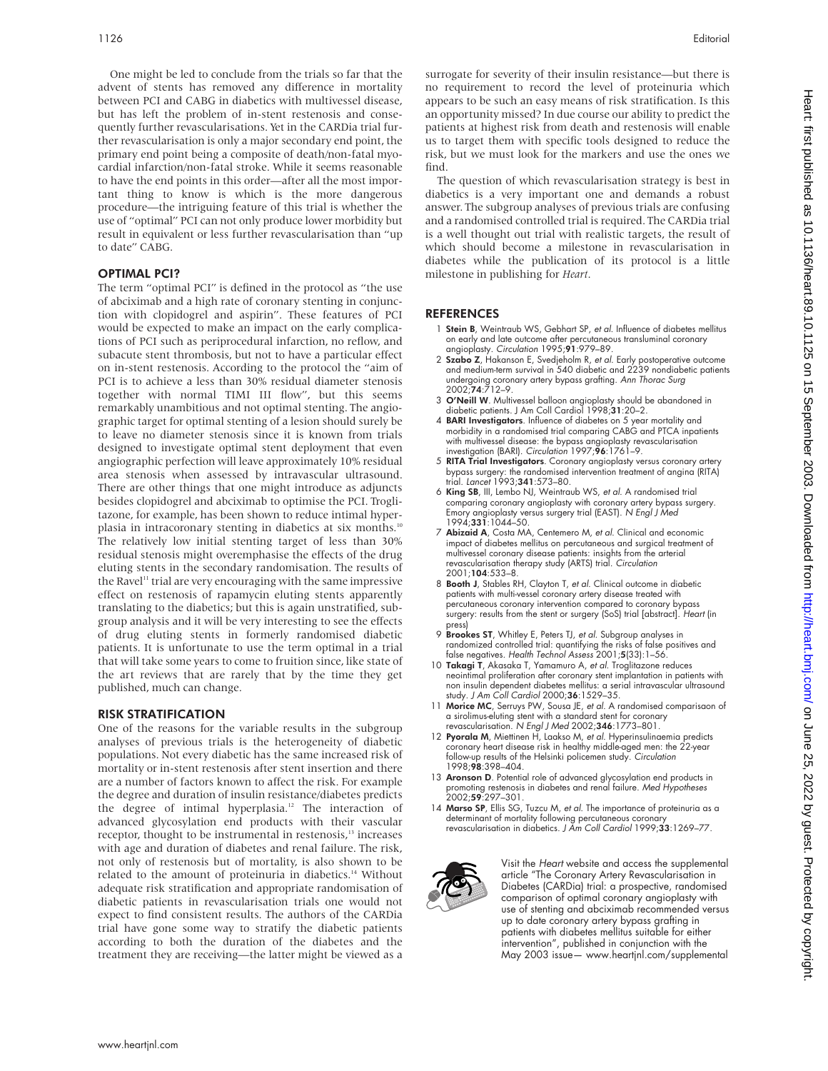One might be led to conclude from the trials so far that the advent of stents has removed any difference in mortality between PCI and CABG in diabetics with multivessel disease, but has left the problem of in-stent restenosis and consequently further revascularisations. Yet in the CARDia trial further revascularisation is only a major secondary end point, the primary end point being a composite of death/non-fatal myocardial infarction/non-fatal stroke. While it seems reasonable to have the end points in this order—after all the most important thing to know is which is the more dangerous procedure—the intriguing feature of this trial is whether the use of "optimal" PCI can not only produce lower morbidity but result in equivalent or less further revascularisation than "up to date" CABG.

## OPTIMAL PCI?

The term "optimal PCI" is defined in the protocol as "the use of abciximab and a high rate of coronary stenting in conjunction with clopidogrel and aspirin". These features of PCI would be expected to make an impact on the early complications of PCI such as periprocedural infarction, no reflow, and subacute stent thrombosis, but not to have a particular effect on in-stent restenosis. According to the protocol the "aim of PCI is to achieve a less than 30% residual diameter stenosis together with normal TIMI III flow", but this seems remarkably unambitious and not optimal stenting. The angiographic target for optimal stenting of a lesion should surely be to leave no diameter stenosis since it is known from trials designed to investigate optimal stent deployment that even angiographic perfection will leave approximately 10% residual area stenosis when assessed by intravascular ultrasound. There are other things that one might introduce as adjuncts besides clopidogrel and abciximab to optimise the PCI. Troglitazone, for example, has been shown to reduce intimal hyperplasia in intracoronary stenting in diabetics at six months.[10] The relatively low initial stenting target of less than 30% residual stenosis might overemphasise the effects of the drug eluting stents in the secondary randomisation. The results of the Ravel[11] trial are very encouraging with the same impressive effect on restenosis of rapamycin eluting stents apparently translating to the diabetics; but this is again unstratified, subgroup analysis and it will be very interesting to see the effects of drug eluting stents in formerly randomised diabetic patients. It is unfortunate to use the term optimal in a trial that will take some years to come to fruition since, like state of the art reviews that are rarely that by the time they get published, much can change.

## RISK STRATIFICATION

One of the reasons for the variable results in the subgroup analyses of previous trials is the heterogeneity of diabetic populations. Not every diabetic has the same increased risk of mortality or in-stent restenosis after stent insertion and there are a number of factors known to affect the risk. For example the degree and duration of insulin resistance/diabetes predicts the degree of intimal hyperplasia.[12] The interaction of advanced glycosylation end products with their vascular receptor, thought to be instrumental in restenosis,[13] increases with age and duration of diabetes and renal failure. The risk, not only of restenosis but of mortality, is also shown to be related to the amount of proteinuria in diabetics.[14] Without adequate risk stratification and appropriate randomisation of diabetic patients in revascularisation trials one would not expect to find consistent results. The authors of the CARDia trial have gone some way to stratify the diabetic patients according to both the duration of the diabetes and the treatment they are receiving—the latter might be viewed as a surrogate for severity of their insulin resistance—but there is no requirement to record the level of proteinuria which appears to be such an easy means of risk stratification. Is this an opportunity missed? In due course our ability to predict the patients at highest risk from death and restenosis will enable us to target them with specific tools designed to reduce the risk, but we must look for the markers and use the ones we find.

The question of which revascularisation strategy is best in diabetics is a very important one and demands a robust answer. The subgroup analyses of previous trials are confusing and a randomised controlled trial is required. The CARDia trial is a well thought out trial with realistic targets, the result of which should become a milestone in revascularisation in diabetes while the publication of its protocol is a little milestone in publishing for *Heart*.

## REFERENCES

1. **Stein B**, Weintraub WS, Gebhart SP, *et al*. Influence of diabetes mellitus on early and late outcome after percutaneous transluminal coronary angioplasty. *Circulation* 1995;**91**:979–89.
2. **Szabo Z**, Hakanson E, Svedjeholm R, *et al*. Early postoperative outcome and medium-term survival in 540 diabetic and 2239 nondiabetic patients undergoing coronary artery bypass grafting. *Ann Thorac Surg* 2002;**74**:712–9.
3. **O'Neill W**. Multivessel balloon angioplasty should be abandoned in diabetic patients. J Am Coll Cardiol 1998;**31**:20–2.
4. **BARI Investigators**. Influence of diabetes on 5 year mortality and morbidity in a randomised trial comparing CABG and PTCA inpatients with multivessel disease: the bypass angioplasty revascularisation investigation (BARI). *Circulation* 1997;**96**:1761–9.
5. **RITA Trial Investigators**. Coronary angioplasty versus coronary artery bypass surgery: the randomised intervention treatment of angina (RITA) trial. *Lancet* 1993;**341**:573–80.
6. **King SB**, III, Lembo NJ, Weintraub WS, *et al*. A randomised trial comparing coronary angioplasty with coronary artery bypass surgery. Emory angioplasty versus surgery trial (EAST). *N Engl J Med* 1994;**331**:1044–50.
7. **Abizaid A**, Costa MA, Centemero M, *et al*. Clinical and economic impact of diabetes mellitus on percutaneous and surgical treatment of multivessel coronary disease patients: insights from the arterial revascularisation therapy study (ARTS) trial. *Circulation* 2001;**104**:533–8.
8. **Booth J**, Stables RH, Clayton T, *et al*. Clinical outcome in diabetic patients with multi-vessel coronary artery disease treated with percutaneous coronary intervention compared to coronary bypass surgery: results from the stent or surgery (SoS) trial [abstract]. *Heart* (in press)
9. **Brookes ST**, Whitley E, Peters TJ, *et al*. Subgroup analyses in randomized controlled trials: quantifying the risks of false positives and false negatives. *Health Technol Assess* 2001;**5**(33):1–56.
10. **Takagi T**, Akasaka T, Yamamuro A, *et al*. Troglitazone reduces neointimal proliferation after coronary stent implantation in patients with non insulin dependent diabetes mellitus: a serial intravascular ultrasound study. *J Am Coll Cardiol* 2000;**36**:1529–35.
11. **Morice MC**, Serruys PW, Sousa JE, *et al*. A randomised comparisaon of a sirolimus-eluting stent with a standard stent for coronary revascularisation. *N Engl J Med* 2002;**346**:1773–801.
12. **Pyorala M**, Miettinen H, Laakso M, *et al*. Hyperinsulinaemia predicts coronary heart disease risk in healthy middle-aged men: the 22-year follow-up results of the Helsinki policemen study. *Circulation* 1998;**98**:398–404.
13. **Aronson D**. Potential role of advanced glycosylation end products in promoting restenosis in diabetes and renal failure. *Med Hypotheses* 2002;**59**:297–301.
14. **Marso SP**, Ellis SG, Tuzcu M, *et al*. The importance of proteinuria as a determinant of mortality following percutaneous coronary revascularisation in diabetics. *J Am Coll Cardiol* 1999;**33**:1269–77.

Visit the *Heart* website and access the supplemental article "The Coronary Artery Revascularisation in Diabetes (CARDia) trial: a prospective, randomised comparison of optimal coronary angioplasty with use of stenting and abciximab recommended versus up to date coronary artery bypass grafting in patients with diabetes mellitus suitable for either intervention", published in conjunction with the May 2003 issue— www.heartjnl.com/supplemental